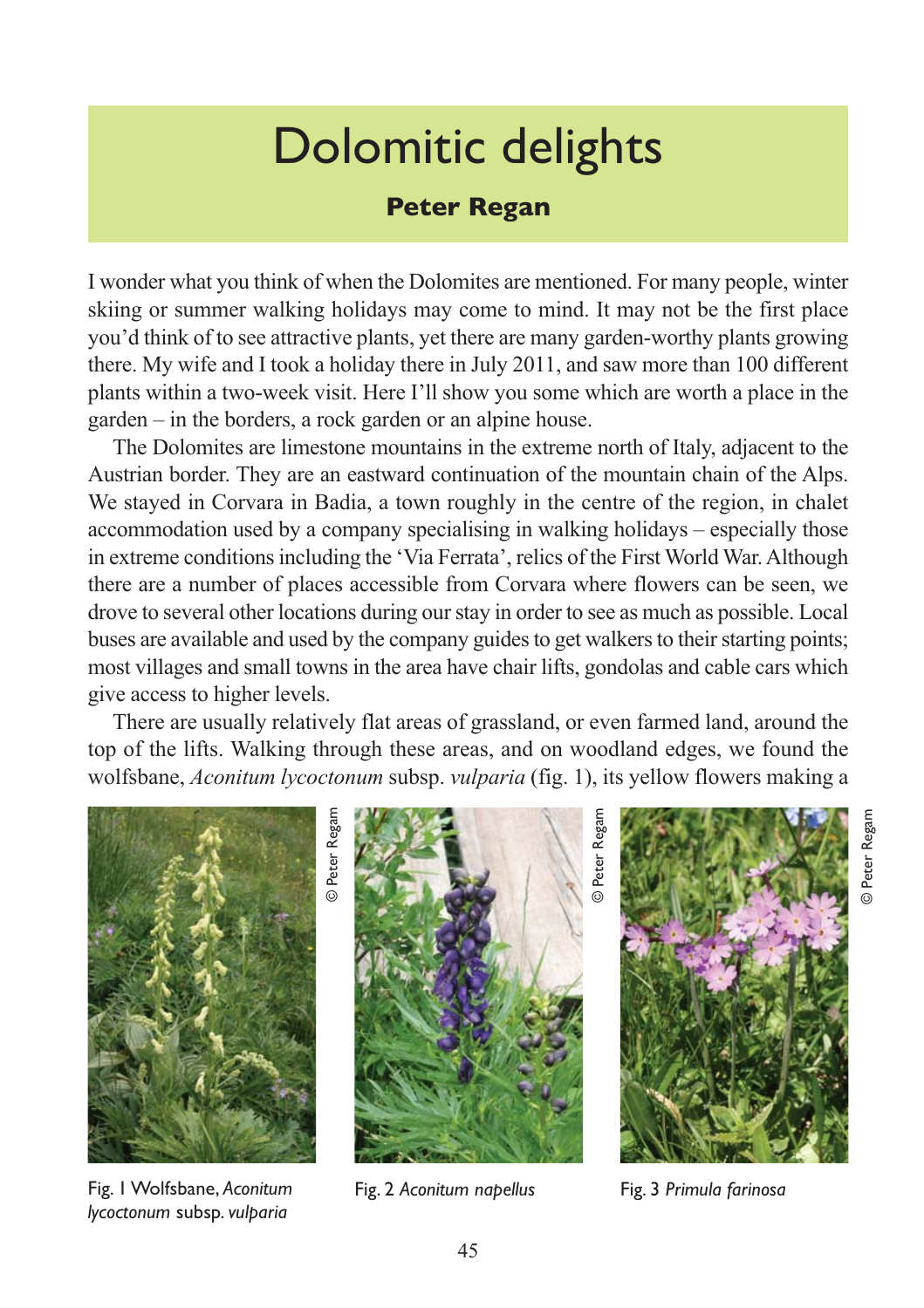# Dolomitic delights

**Peter Regan**

I wonder what you think of when the Dolomites are mentioned. For many people, winter skiing or summer walking holidays may come to mind. It may not be the first place you'd think of to see attractive plants, yet there are many garden-worthy plants growing there. My wife and I took a holiday there in July 2011, and saw more than 100 different plants within a two-week visit. Here I'll show you some which are worth a place in the garden – in the borders, a rock garden or an alpine house.

The Dolomites are limestone mountains in the extreme north of Italy, adjacent to the Austrian border. They are an eastward continuation of the mountain chain of the Alps. We stayed in Corvara in Badia, a town roughly in the centre of the region, in chalet accommodation used by a company specialising in walking holidays – especially those in extreme conditions including the 'Via Ferrata', relics of the First World War. Although there are a number of places accessible from Corvara where flowers can be seen, we drove to several other locations during our stay in order to see as much as possible. Local buses are available and used by the company guides to get walkers to their starting points; most villages and small towns in the area have chair lifts, gondolas and cable cars which give access to higher levels.

There are usually relatively flat areas of grassland, or even farmed land, around the top of the lifts. Walking through these areas, and on woodland edges, we found the wolfsbane, *Aconitum lycoctonum* subsp. *vulparia* (fig. 1), its yellow flowers making a

© Peter Regam

Fig. 1 Wolfsbane, *Aconitum lycoctonum* subsp. *vulparia*

© Peter Regam

Fig. 2 *Aconitum napellus*

© Peter Regam

Fig. 3 *Primula farinosa*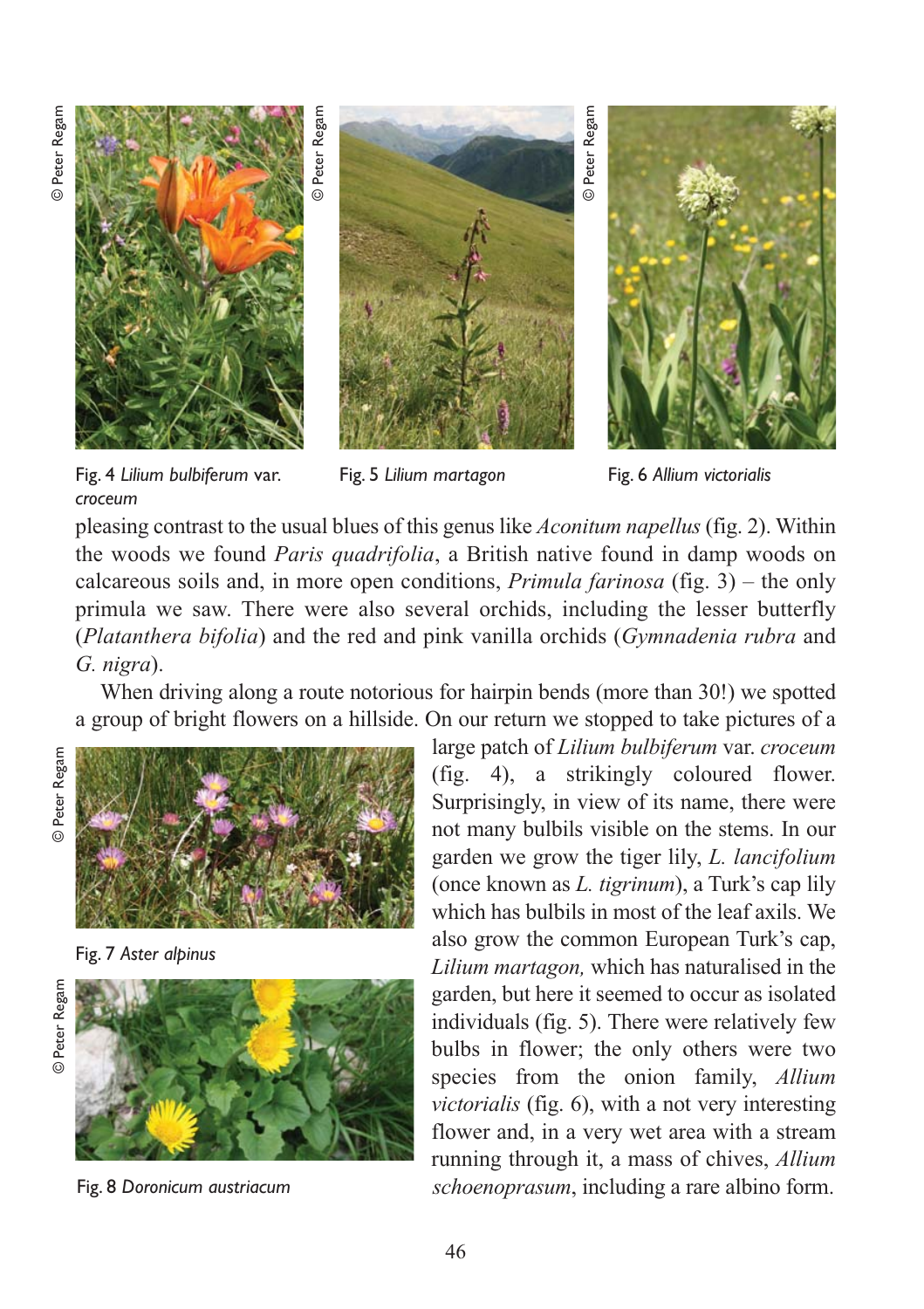Fig. 4 *Lilium bulbiferum* var. *croceum*

Fig. 5 *Lilium martagon*

Fig. 6 *Allium victorialis*

pleasing contrast to the usual blues of this genus like *Aconitum napellus* (fig. 2). Within the woods we found *Paris quadrifolia*, a British native found in damp woods on calcareous soils and, in more open conditions, *Primula farinosa* (fig. 3) – the only primula we saw. There were also several orchids, including the lesser butterfly (*Platanthera bifolia*) and the red and pink vanilla orchids (*Gymnadenia rubra* and *G. nigra*).

When driving along a route notorious for hairpin bends (more than 30!) we spotted a group of bright flowers on a hillside. On our return we stopped to take pictures of a large patch of *Lilium bulbiferum* var. *croceum* (fig. 4), a strikingly coloured flower. Surprisingly, in view of its name, there were not many bulbils visible on the stems. In our garden we grow the tiger lily, *L. lancifolium* (once known as *L. tigrinum*), a Turk's cap lily which has bulbils in most of the leaf axils. We also grow the common European Turk's cap, *Lilium martagon,* which has naturalised in the garden, but here it seemed to occur as isolated individuals (fig. 5). There were relatively few bulbs in flower; the only others were two species from the onion family, *Allium victorialis* (fig. 6), with a not very interesting flower and, in a very wet area with a stream running through it, a mass of chives, *Allium schoenoprasum*, including a rare albino form.

Fig. 7 *Aster alpinus*

Fig. 8 *Doronicum austriacum*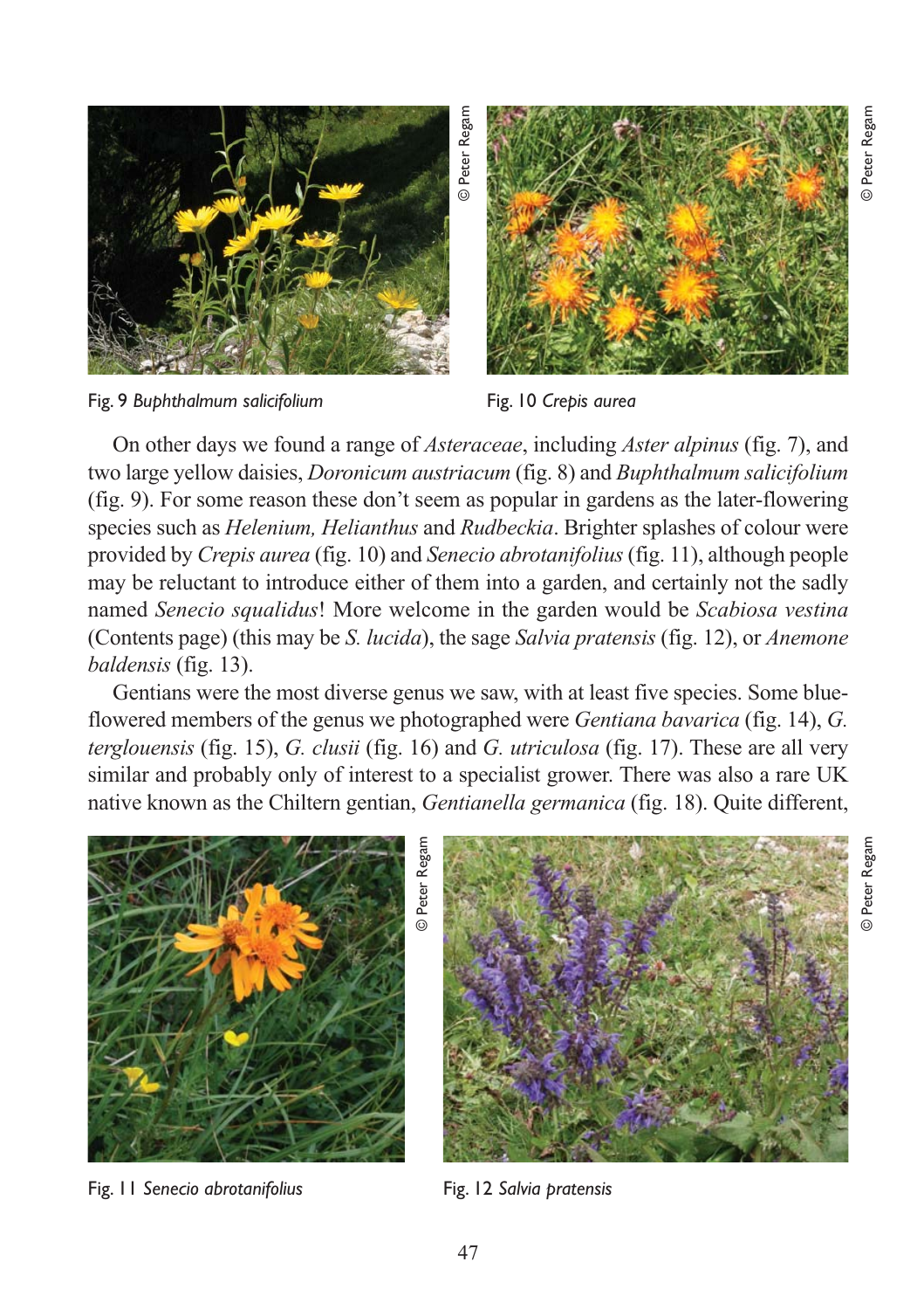Fig. 9 *Buphthalmum salicifolium*

Fig. 10 *Crepis aurea*

On other days we found a range of *Asteraceae*, including *Aster alpinus* (fig. 7), and two large yellow daisies, *Doronicum austriacum* (fig. 8) and *Buphthalmum salicifolium* (fig. 9). For some reason these don't seem as popular in gardens as the later-flowering species such as *Helenium, Helianthus* and *Rudbeckia*. Brighter splashes of colour were provided by *Crepis aurea* (fig. 10) and *Senecio abrotanifolius* (fig. 11), although people may be reluctant to introduce either of them into a garden, and certainly not the sadly named *Senecio squalidus*! More welcome in the garden would be *Scabiosa vestina* (Contents page) (this may be *S. lucida*), the sage *Salvia pratensis* (fig. 12), or *Anemone baldensis* (fig. 13).

Gentians were the most diverse genus we saw, with at least five species. Some blue-flowered members of the genus we photographed were *Gentiana bavarica* (fig. 14), *G. terglouensis* (fig. 15), *G. clusii* (fig. 16) and *G. utriculosa* (fig. 17). These are all very similar and probably only of interest to a specialist grower. There was also a rare UK native known as the Chiltern gentian, *Gentianella germanica* (fig. 18). Quite different,

Fig. 11 *Senecio abrotanifolius*

Fig. 12 *Salvia pratensis*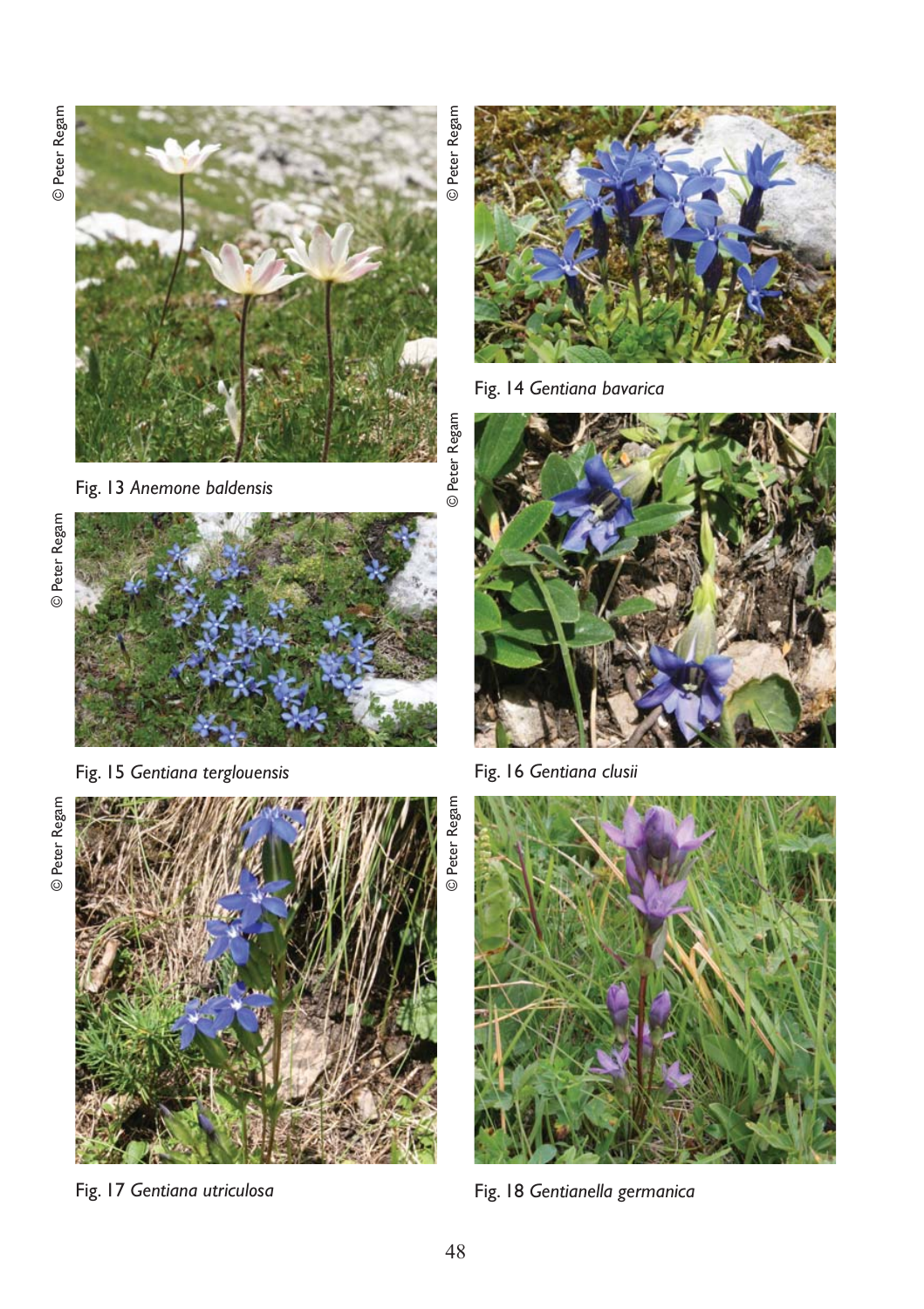© Peter Regam

Fig. 13 *Anemone baldensis*

© Peter Regam

Fig. 14 *Gentiana bavarica*

© Peter Regam

Fig. 15 *Gentiana terglouensis*

© Peter Regam

Fig. 16 *Gentiana clusii*

© Peter Regam

Fig. 17 *Gentiana utriculosa*

© Peter Regam

Fig. 18 *Gentianella germanica*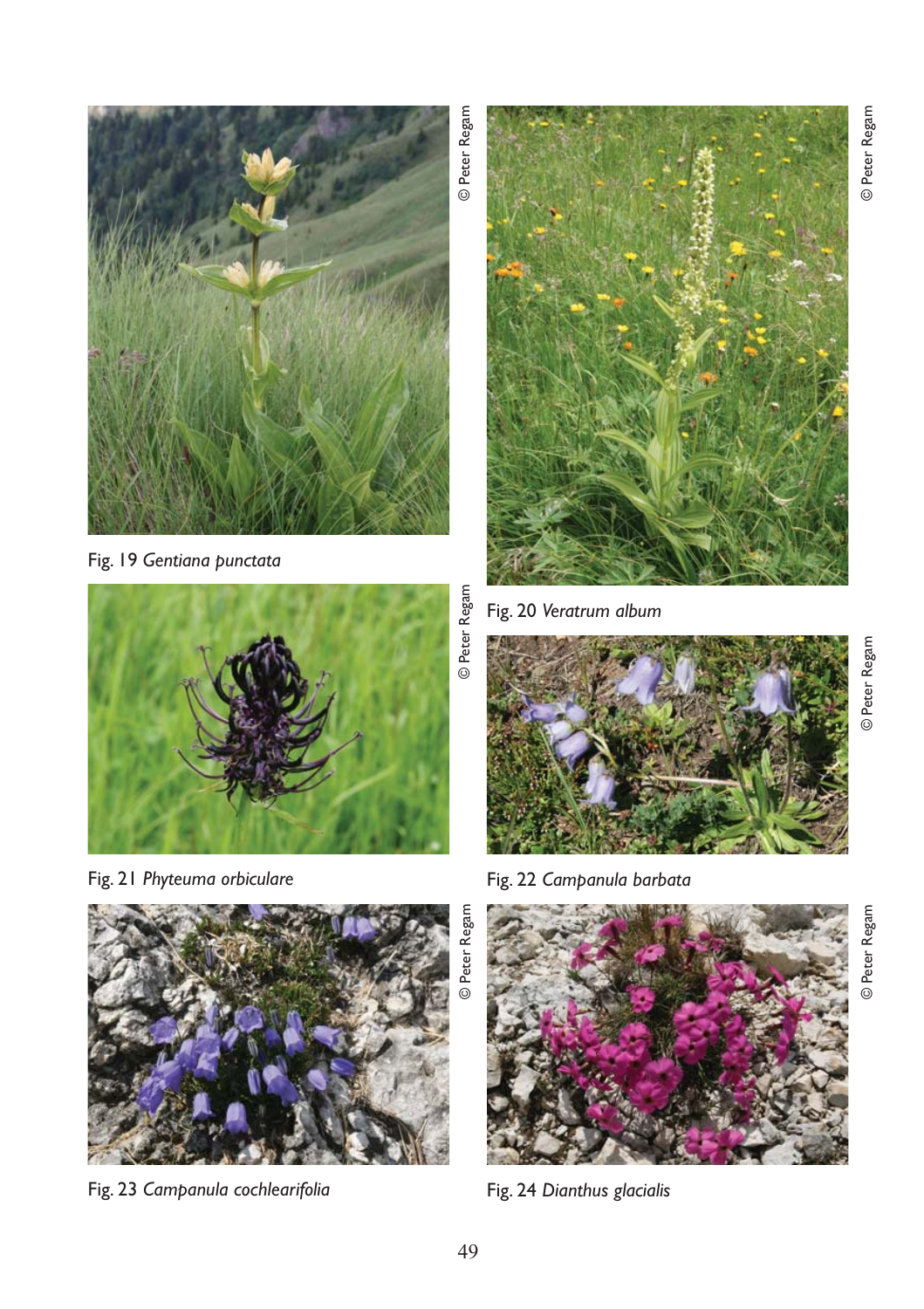© Peter Regam

Fig. 19 *Gentiana punctata*

© Peter Regam

Fig. 20 *Veratrum album*

© Peter Regam

Fig. 21 *Phyteuma orbiculare*

© Peter Regam

Fig. 22 *Campanula barbata*

© Peter Regam

Fig. 23 *Campanula cochlearifolia*

© Peter Regam

Fig. 24 *Dianthus glacialis*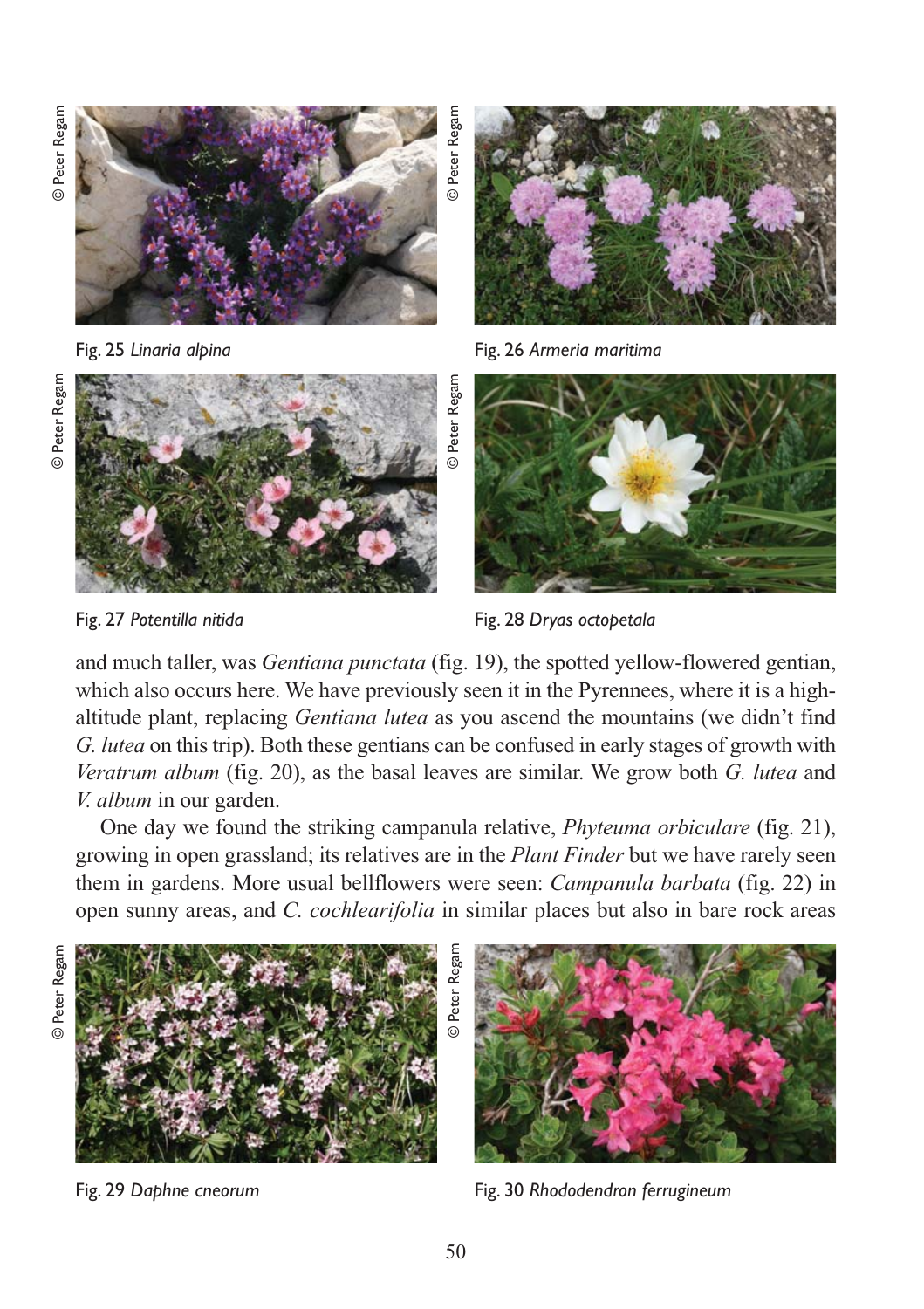Fig. 25 *Linaria alpina*

Fig. 26 *Armeria maritima*

Fig. 27 *Potentilla nitida*

Fig. 28 *Dryas octopetala*

and much taller, was *Gentiana punctata* (fig. 19), the spotted yellow-flowered gentian, which also occurs here. We have previously seen it in the Pyrennees, where it is a high-altitude plant, replacing *Gentiana lutea* as you ascend the mountains (we didn't find *G. lutea* on this trip). Both these gentians can be confused in early stages of growth with *Veratrum album* (fig. 20), as the basal leaves are similar. We grow both *G. lutea* and *V. album* in our garden.

One day we found the striking campanula relative, *Phyteuma orbiculare* (fig. 21), growing in open grassland; its relatives are in the *Plant Finder* but we have rarely seen them in gardens. More usual bellflowers were seen: *Campanula barbata* (fig. 22) in open sunny areas, and *C. cochlearifolia* in similar places but also in bare rock areas

Fig. 29 *Daphne cneorum*

Fig. 30 *Rhododendron ferrugineum*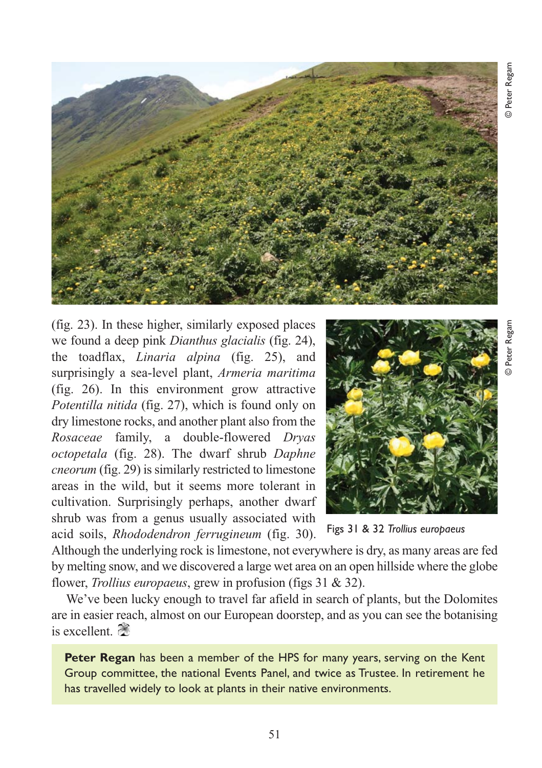(fig. 23). In these higher, similarly exposed places we found a deep pink *Dianthus glacialis* (fig. 24), the toadflax, *Linaria alpina* (fig. 25), and surprisingly a sea-level plant, *Armeria maritima* (fig. 26). In this environment grow attractive *Potentilla nitida* (fig. 27), which is found only on dry limestone rocks, and another plant also from the *Rosaceae* family, a double-flowered *Dryas octopetala* (fig. 28). The dwarf shrub *Daphne cneorum* (fig. 29) is similarly restricted to limestone areas in the wild, but it seems more tolerant in cultivation. Surprisingly perhaps, another dwarf shrub was from a genus usually associated with acid soils, *Rhododendron ferrugineum* (fig. 30). Although the underlying rock is limestone, not everywhere is dry, as many areas are fed by melting snow, and we discovered a large wet area on an open hillside where the globe flower, *Trollius europaeus*, grew in profusion (figs 31 & 32).

Figs 31 & 32 *Trollius europaeus*

© Peter Regam

We've been lucky enough to travel far afield in search of plants, but the Dolomites are in easier reach, almost on our European doorstep, and as you can see the botanising is excellent.

**Peter Regan** has been a member of the HPS for many years, serving on the Kent Group committee, the national Events Panel, and twice as Trustee. In retirement he has travelled widely to look at plants in their native environments.